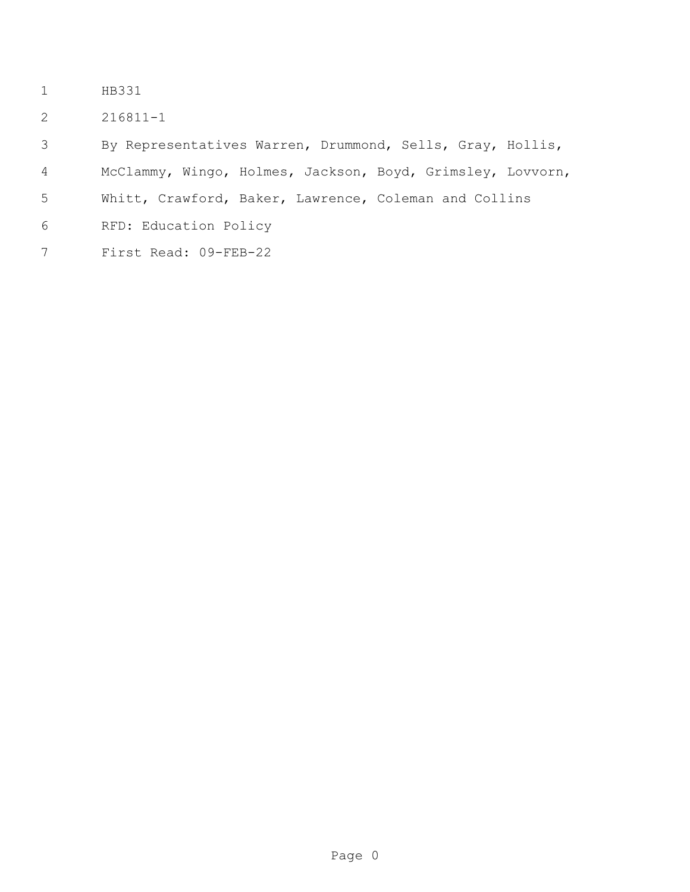HB331

216811-1

By Representatives Warren, Drummond, Sells, Gray, Hollis, McClammy, Wingo, Holmes, Jackson, Boyd, Grimsley, Lovvorn, Whitt, Crawford, Baker, Lawrence, Coleman and Collins

RFD: Education Policy

First Read: 09-FEB-22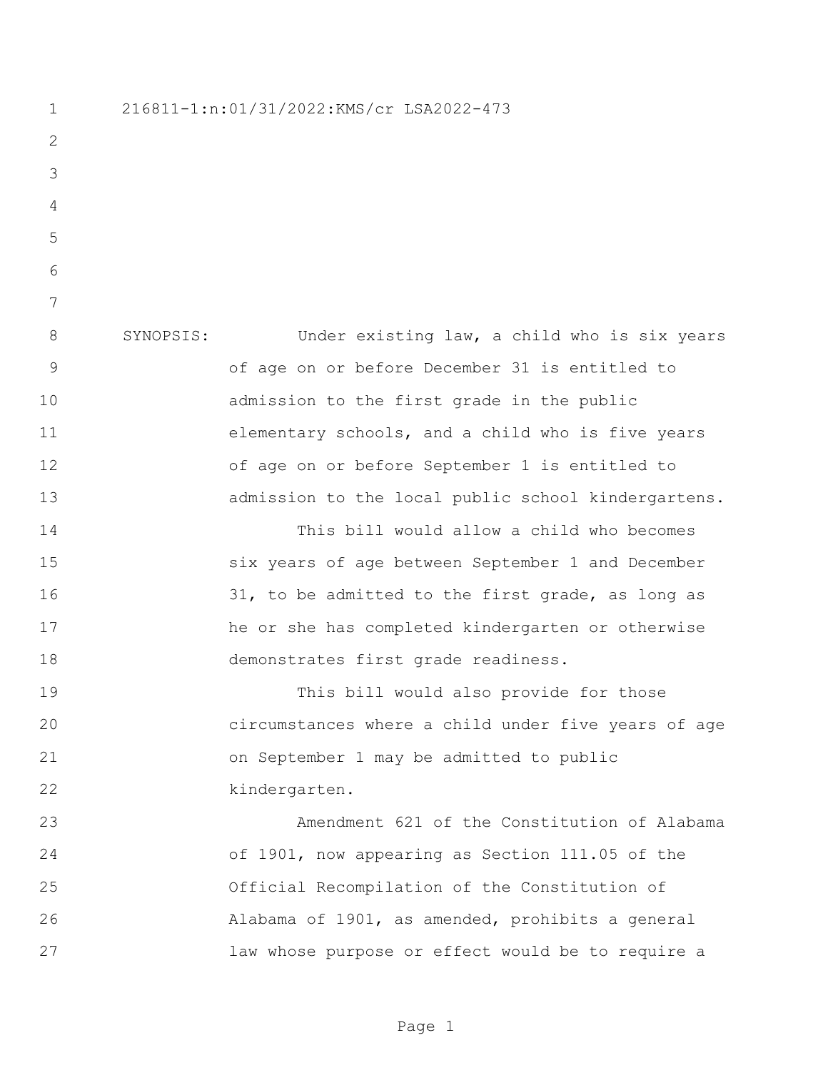216811-1:n:01/31/2022:KMS/cr LSA2022-473

SYNOPSIS: Under existing law, a child who is six years of age on or before December 31 is entitled to admission to the first grade in the public elementary schools, and a child who is five years of age on or before September 1 is entitled to admission to the local public school kindergartens.

This bill would allow a child who becomes six years of age between September 1 and December 31, to be admitted to the first grade, as long as he or she has completed kindergarten or otherwise demonstrates first grade readiness.

This bill would also provide for those circumstances where a child under five years of age on September 1 may be admitted to public kindergarten.

Amendment 621 of the Constitution of Alabama of 1901, now appearing as Section 111.05 of the Official Recompilation of the Constitution of Alabama of 1901, as amended, prohibits a general law whose purpose or effect would be to require a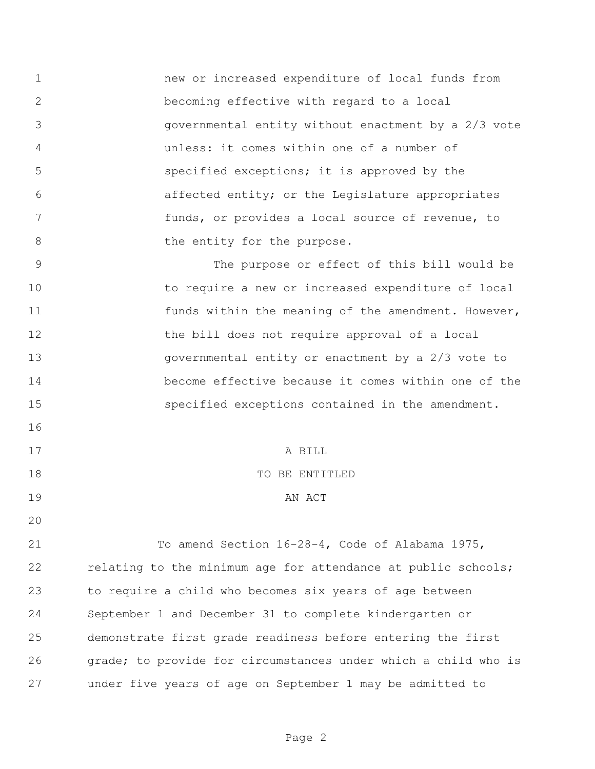new or increased expenditure of local funds from becoming effective with regard to a local governmental entity without enactment by a 2/3 vote unless: it comes within one of a number of specified exceptions; it is approved by the affected entity; or the Legislature appropriates funds, or provides a local source of revenue, to the entity for the purpose.

The purpose or effect of this bill would be to require a new or increased expenditure of local funds within the meaning of the amendment. However, the bill does not require approval of a local governmental entity or enactment by a 2/3 vote to become effective because it comes within one of the specified exceptions contained in the amendment.

A BILL

TO BE ENTITLED

AN ACT

To amend Section 16-28-4, Code of Alabama 1975, relating to the minimum age for attendance at public schools; to require a child who becomes six years of age between September 1 and December 31 to complete kindergarten or demonstrate first grade readiness before entering the first grade; to provide for circumstances under which a child who is under five years of age on September 1 may be admitted to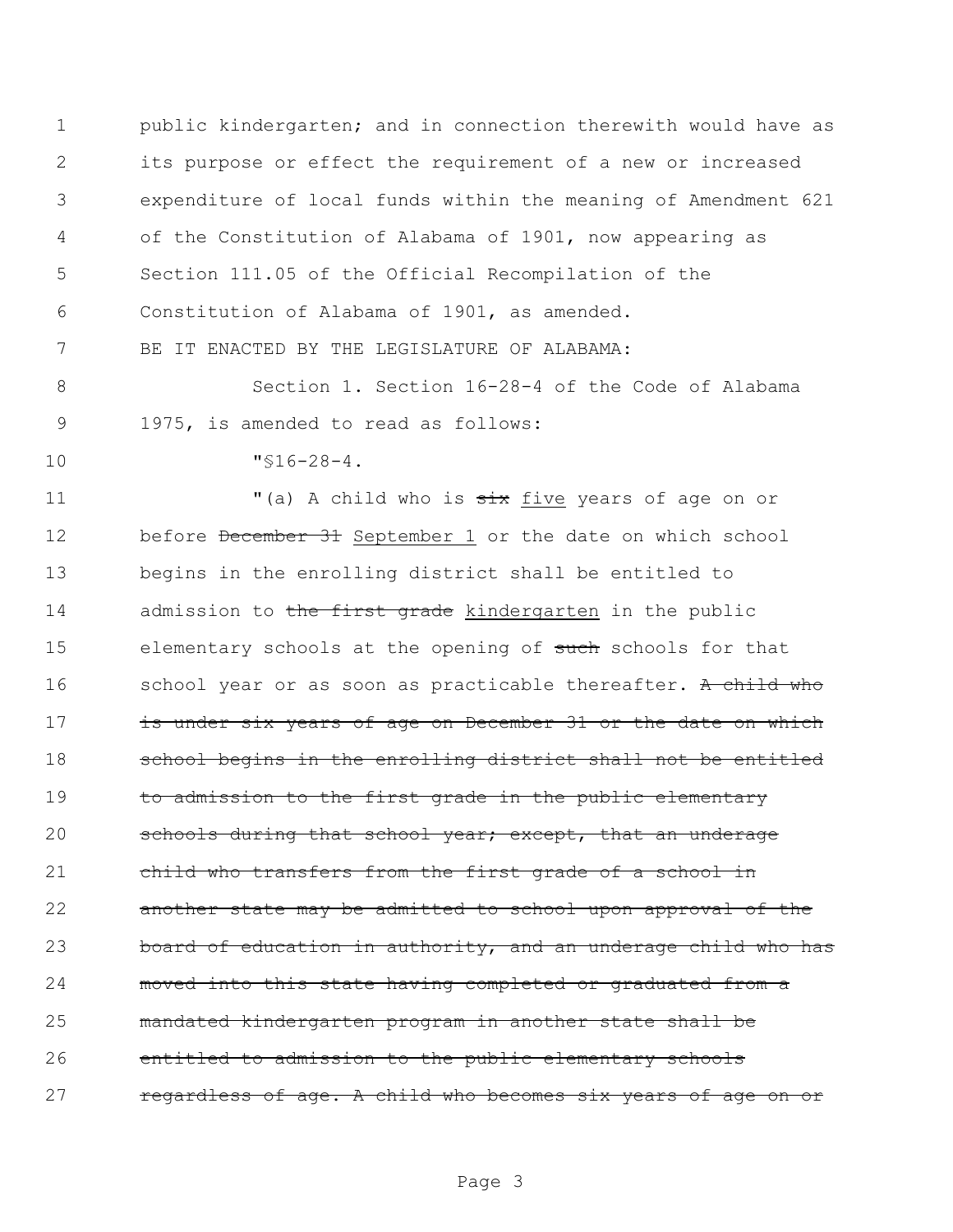public kindergarten; and in connection therewith would have as its purpose or effect the requirement of a new or increased expenditure of local funds within the meaning of Amendment 621 of the Constitution of Alabama of 1901, now appearing as Section 111.05 of the Official Recompilation of the Constitution of Alabama of 1901, as amended.

BE IT ENACTED BY THE LEGISLATURE OF ALABAMA:

Section 1. Section 16-28-4 of the Code of Alabama 1975, is amended to read as follows:

"§16-28-4.

"(a) A child who is ~~six~~ <u>five</u> years of age on or before ~~December 31~~ <u>September 1</u> or the date on which school begins in the enrolling district shall be entitled to admission to ~~the first grade~~ <u>kindergarten</u> in the public elementary schools at the opening of ~~such~~ schools for that school year or as soon as practicable thereafter. ~~A child who is under six years of age on December 31 or the date on which school begins in the enrolling district shall not be entitled to admission to the first grade in the public elementary schools during that school year; except, that an underage child who transfers from the first grade of a school in another state may be admitted to school upon approval of the board of education in authority, and an underage child who has moved into this state having completed or graduated from a mandated kindergarten program in another state shall be entitled to admission to the public elementary schools regardless of age. A child who becomes six years of age on or~~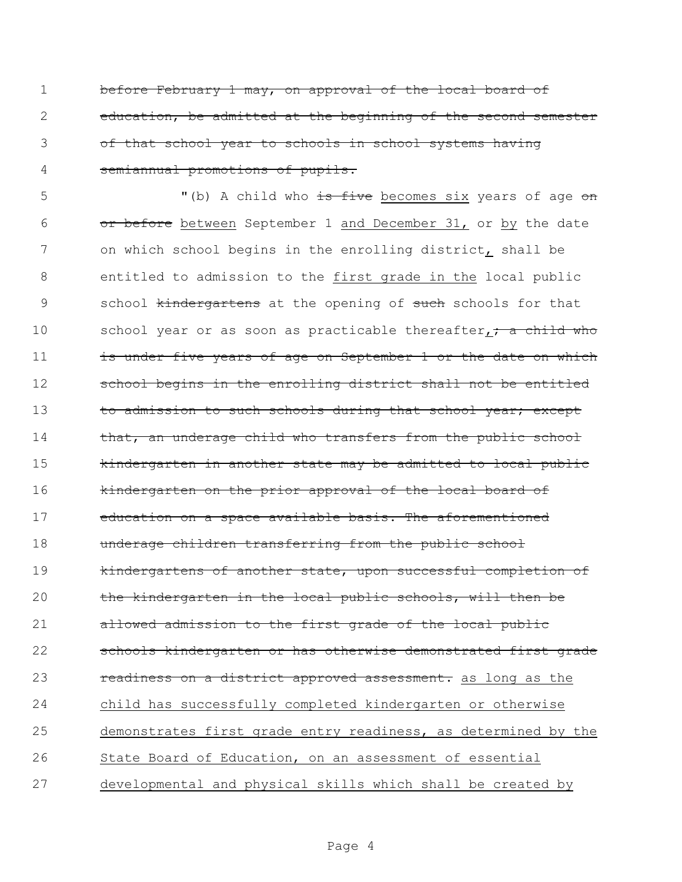~~before February 1 may, on approval of the local board of education, be admitted at the beginning of the second semester of that school year to schools in school systems having semiannual promotions of pupils.~~

"(b) A child who ~~is five~~ <u>becomes six</u> years of age ~~on or before~~ <u>between</u> September 1 <u>and December 31,</u> or <u>by</u> the date on which school begins in the enrolling district<u>,</u> shall be entitled to admission to the <u>first grade in the</u> local public school ~~kindergartens~~ at the opening of ~~such~~ schools for that school year or as soon as practicable thereafter<u>,</u>~~; a child who is under five years of age on September 1 or the date on which school begins in the enrolling district shall not be entitled to admission to such schools during that school year; except that, an underage child who transfers from the public school kindergarten in another state may be admitted to local public kindergarten on the prior approval of the local board of education on a space available basis. The aforementioned underage children transferring from the public school kindergartens of another state, upon successful completion of the kindergarten in the local public schools, will then be allowed admission to the first grade of the local public schools kindergarten or has otherwise demonstrated first grade readiness on a district approved assessment.~~ <u>as long as the child has successfully completed kindergarten or otherwise demonstrates first grade entry readiness, as determined by the State Board of Education, on an assessment of essential developmental and physical skills which shall be created by</u>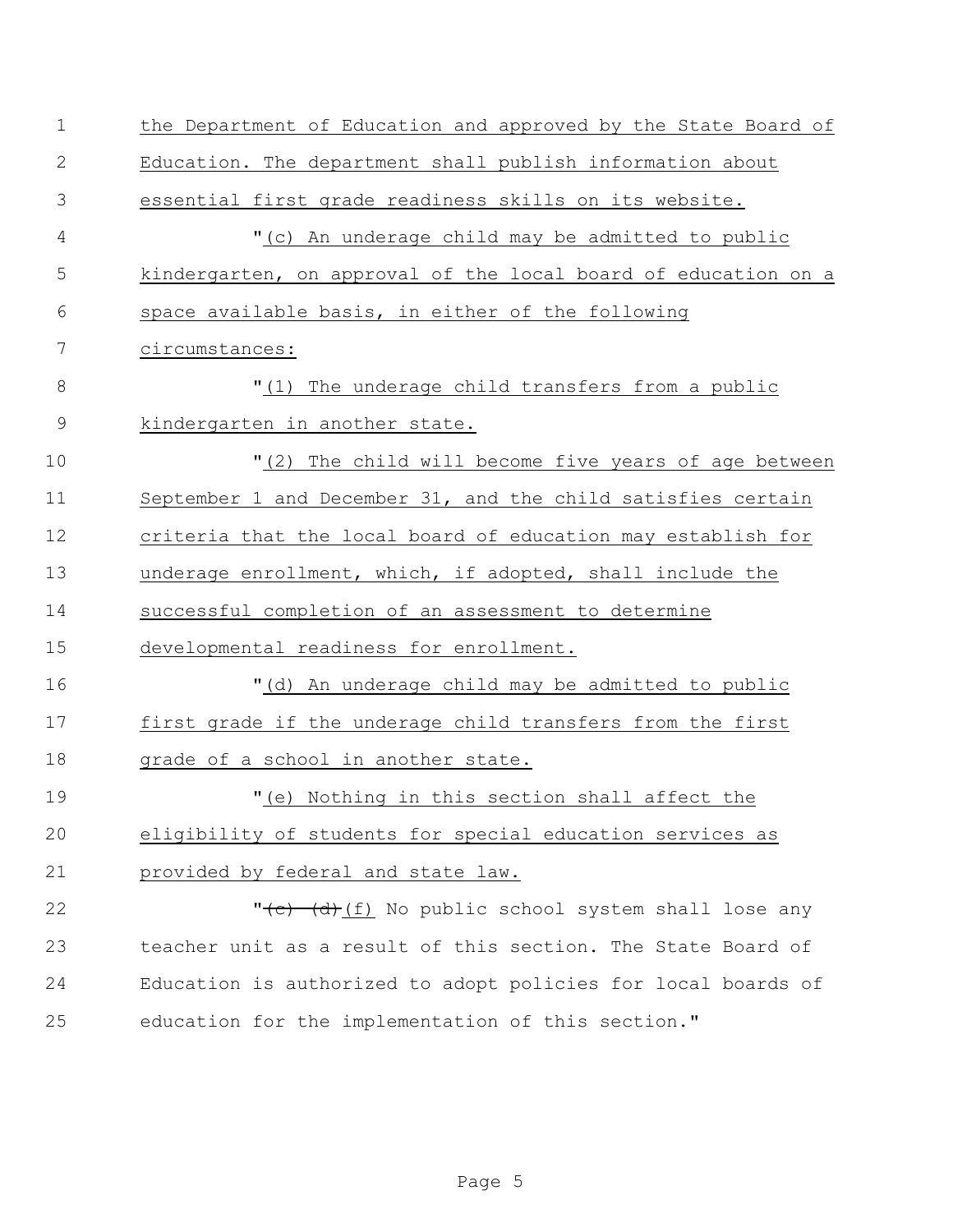the Department of Education and approved by the State Board of Education. The department shall publish information about essential first grade readiness skills on its website.

"(c) An underage child may be admitted to public kindergarten, on approval of the local board of education on a space available basis, in either of the following circumstances:

"(1) The underage child transfers from a public kindergarten in another state.

"(2) The child will become five years of age between September 1 and December 31, and the child satisfies certain criteria that the local board of education may establish for underage enrollment, which, if adopted, shall include the successful completion of an assessment to determine developmental readiness for enrollment.

"(d) An underage child may be admitted to public first grade if the underage child transfers from the first grade of a school in another state.

"(e) Nothing in this section shall affect the eligibility of students for special education services as provided by federal and state law.

"~~(c)~~ ~~(d)~~ (f) No public school system shall lose any teacher unit as a result of this section. The State Board of Education is authorized to adopt policies for local boards of education for the implementation of this section."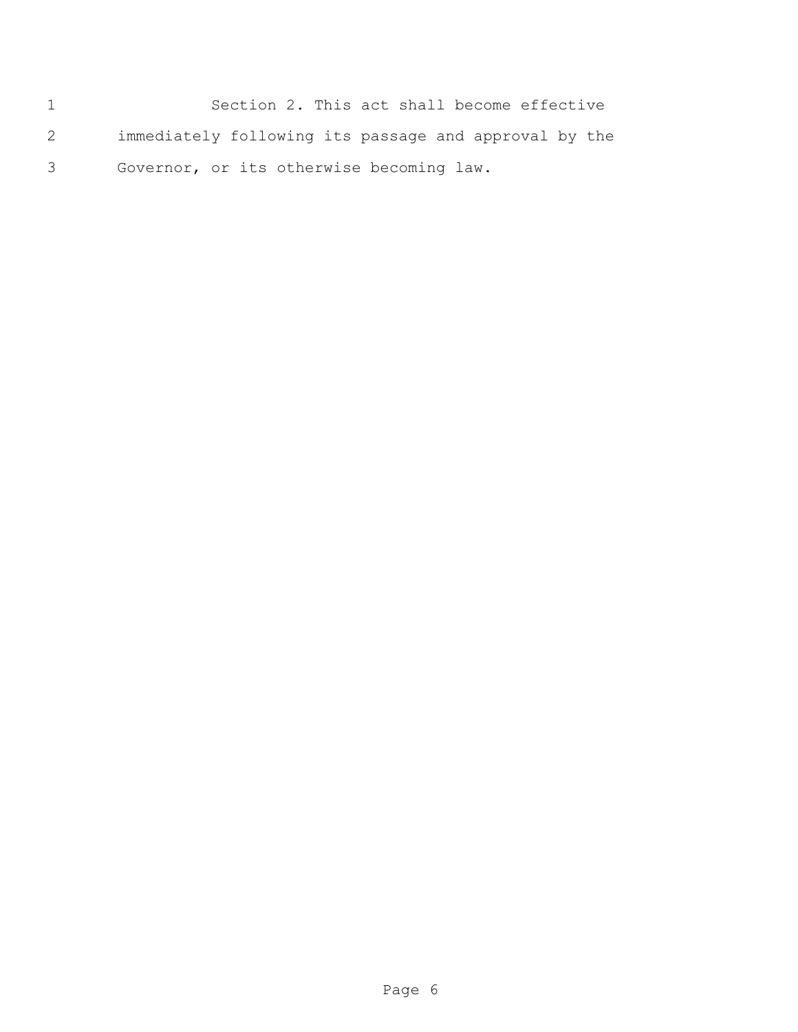Section 2. This act shall become effective immediately following its passage and approval by the Governor, or its otherwise becoming law.